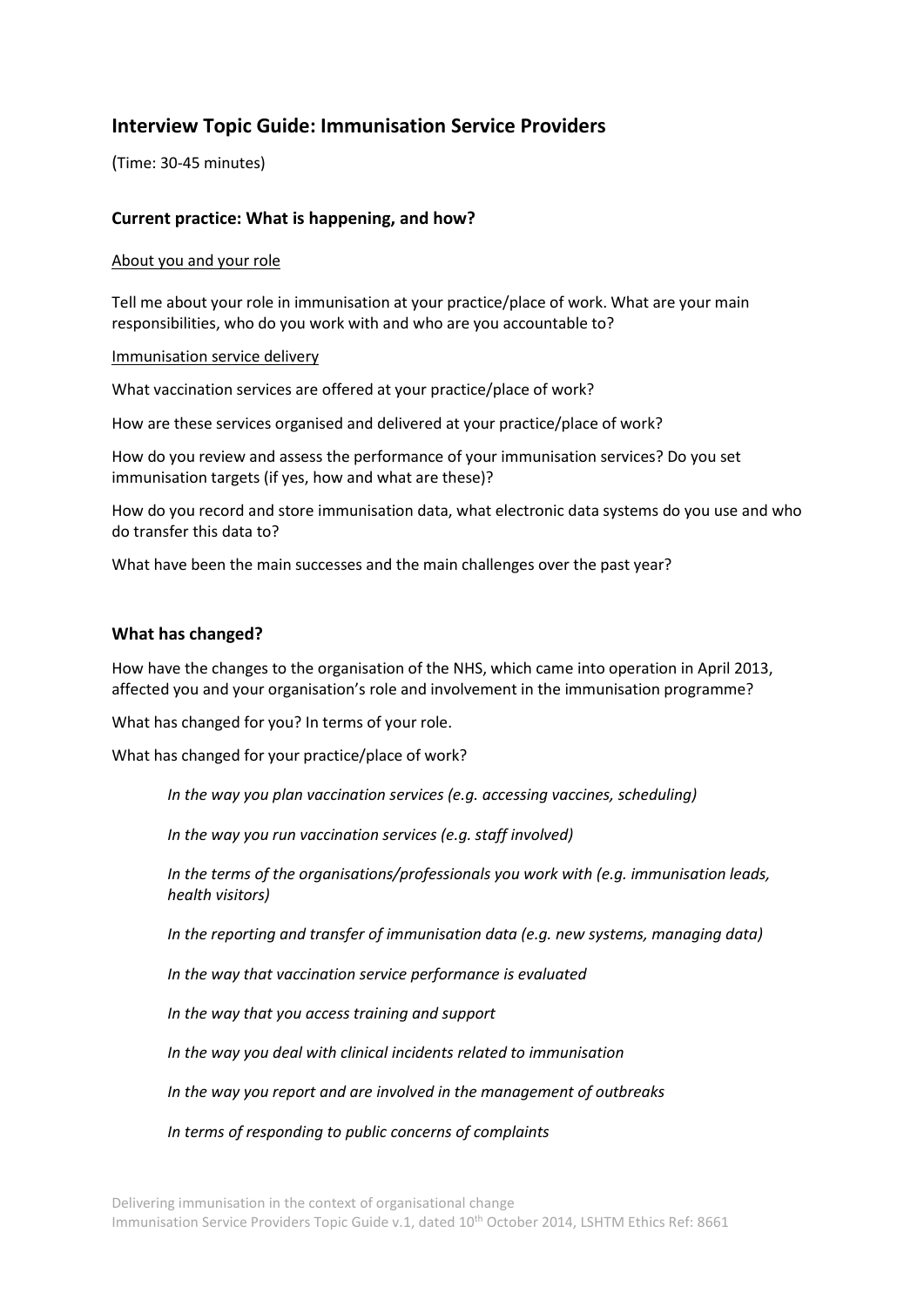# Interview Topic Guide: Immunisation Service Providers

(Time: 30-45 minutes)

## Current practice: What is happening, and how?

<u>About you and your role</u>

Tell me about your role in immunisation at your practice/place of work. What are your main responsibilities, who do you work with and who are you accountable to?

<u>Immunisation service delivery</u>

What vaccination services are offered at your practice/place of work?

How are these services organised and delivered at your practice/place of work?

How do you review and assess the performance of your immunisation services? Do you set immunisation targets (if yes, how and what are these)?

How do you record and store immunisation data, what electronic data systems do you use and who do transfer this data to?

What have been the main successes and the main challenges over the past year?

## What has changed?

How have the changes to the organisation of the NHS, which came into operation in April 2013, affected you and your organisation's role and involvement in the immunisation programme?

What has changed for you? In terms of your role.

What has changed for your practice/place of work?

*In the way you plan vaccination services (e.g. accessing vaccines, scheduling)*

*In the way you run vaccination services (e.g. staff involved)*

*In the terms of the organisations/professionals you work with (e.g. immunisation leads, health visitors)*

*In the reporting and transfer of immunisation data (e.g. new systems, managing data)*

*In the way that vaccination service performance is evaluated*

*In the way that you access training and support*

*In the way you deal with clinical incidents related to immunisation*

*In the way you report and are involved in the management of outbreaks*

*In terms of responding to public concerns of complaints*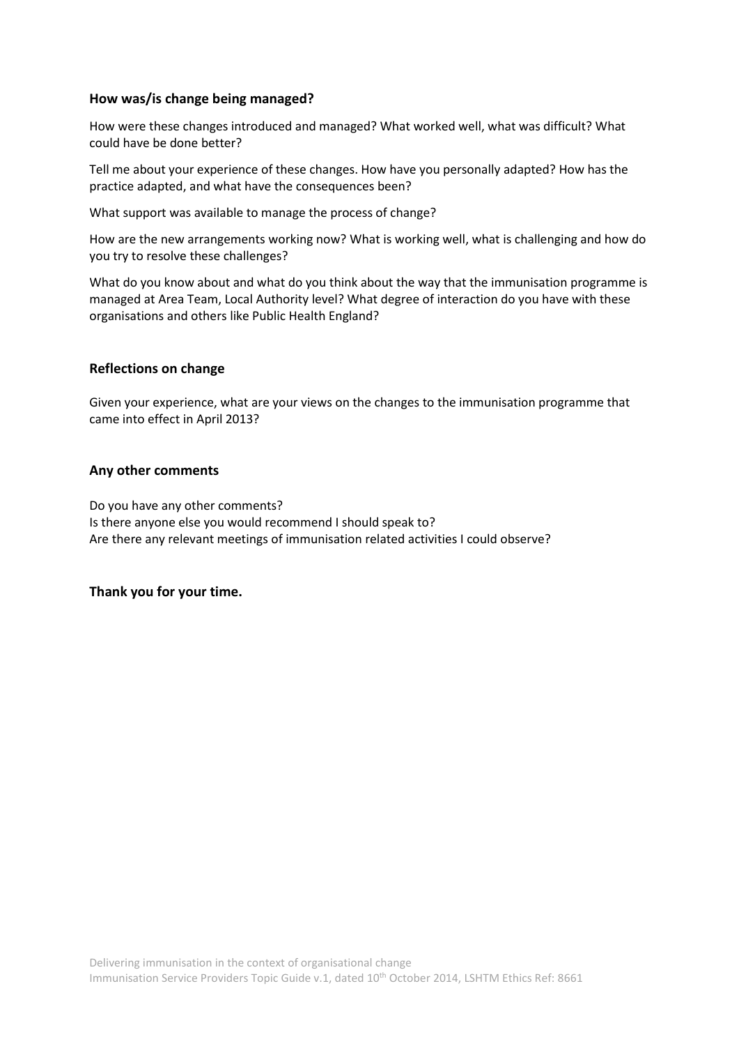**How was/is change being managed?**

How were these changes introduced and managed? What worked well, what was difficult? What could have be done better?

Tell me about your experience of these changes. How have you personally adapted? How has the practice adapted, and what have the consequences been?

What support was available to manage the process of change?

How are the new arrangements working now? What is working well, what is challenging and how do you try to resolve these challenges?

What do you know about and what do you think about the way that the immunisation programme is managed at Area Team, Local Authority level? What degree of interaction do you have with these organisations and others like Public Health England?

**Reflections on change**

Given your experience, what are your views on the changes to the immunisation programme that came into effect in April 2013?

**Any other comments**

Do you have any other comments?
Is there anyone else you would recommend I should speak to?
Are there any relevant meetings of immunisation related activities I could observe?

**Thank you for your time.**